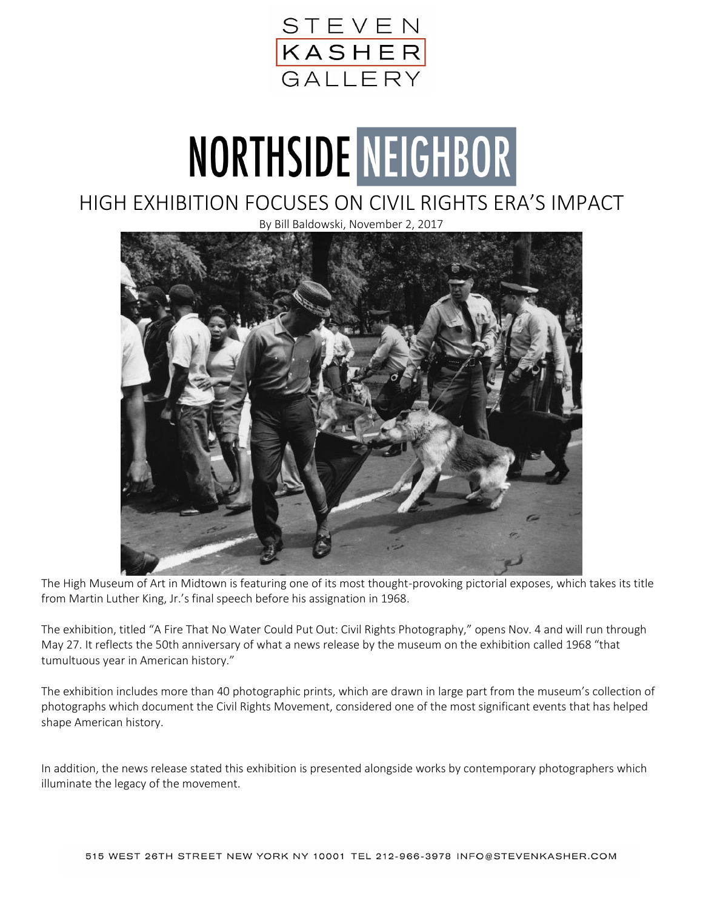STEVEN KASHER GALLERY

# NORTHSIDE NEIGHBOR

## HIGH EXHIBITION FOCUSES ON CIVIL RIGHTS ERA'S IMPACT

By Bill Baldowski, November 2, 2017

The High Museum of Art in Midtown is featuring one of its most thought-provoking pictorial exposes, which takes its title from Martin Luther King, Jr.'s final speech before his assignation in 1968.

The exhibition, titled "A Fire That No Water Could Put Out: Civil Rights Photography," opens Nov. 4 and will run through May 27. It reflects the 50th anniversary of what a news release by the museum on the exhibition called 1968 "that tumultuous year in American history."

The exhibition includes more than 40 photographic prints, which are drawn in large part from the museum's collection of photographs which document the Civil Rights Movement, considered one of the most significant events that has helped shape American history.

In addition, the news release stated this exhibition is presented alongside works by contemporary photographers which illuminate the legacy of the movement.

515 WEST 26TH STREET NEW YORK NY 10001 TEL 212-966-3978 INFO@STEVENKASHER.COM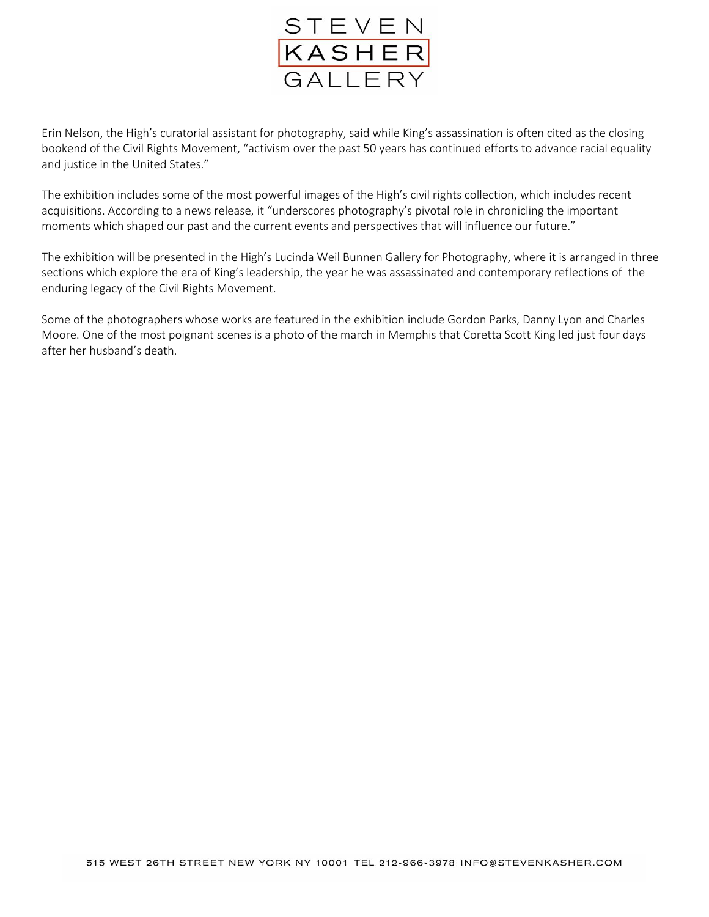Erin Nelson, the High's curatorial assistant for photography, said while King's assassination is often cited as the closing bookend of the Civil Rights Movement, "activism over the past 50 years has continued efforts to advance racial equality and justice in the United States."

The exhibition includes some of the most powerful images of the High's civil rights collection, which includes recent acquisitions. According to a news release, it "underscores photography's pivotal role in chronicling the important moments which shaped our past and the current events and perspectives that will influence our future."

The exhibition will be presented in the High's Lucinda Weil Bunnen Gallery for Photography, where it is arranged in three sections which explore the era of King's leadership, the year he was assassinated and contemporary reflections of the enduring legacy of the Civil Rights Movement.

Some of the photographers whose works are featured in the exhibition include Gordon Parks, Danny Lyon and Charles Moore. One of the most poignant scenes is a photo of the march in Memphis that Coretta Scott King led just four days after her husband's death.